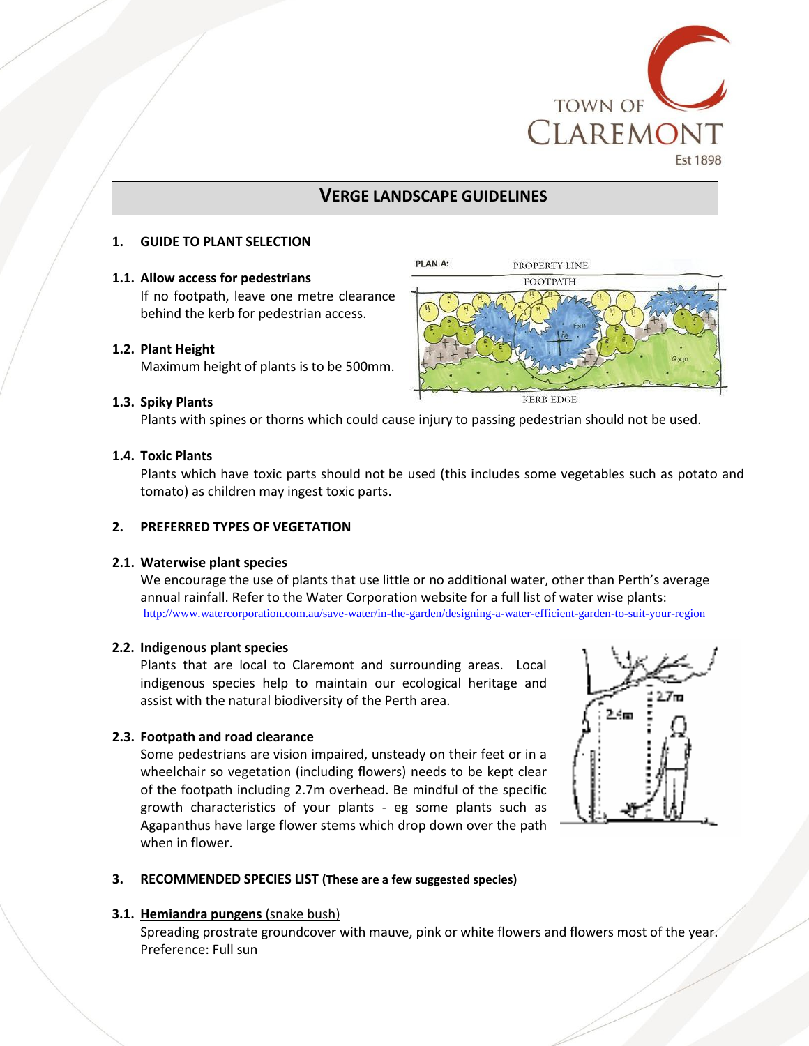# VERGE LANDSCAPE GUIDELINES

## 1. GUIDE TO PLANT SELECTION

### 1.1. Allow access for pedestrians

If no footpath, leave one metre clearance behind the kerb for pedestrian access.

### 1.2. Plant Height

Maximum height of plants is to be 500mm.

### 1.3. Spiky Plants

Plants with spines or thorns which could cause injury to passing pedestrian should not be used.

### 1.4. Toxic Plants

Plants which have toxic parts should not be used (this includes some vegetables such as potato and tomato) as children may ingest toxic parts.

## 2. PREFERRED TYPES OF VEGETATION

### 2.1. Waterwise plant species

We encourage the use of plants that use little or no additional water, other than Perth's average annual rainfall. Refer to the Water Corporation website for a full list of water wise plants: http://www.watercorporation.com.au/save-water/in-the-garden/designing-a-water-efficient-garden-to-suit-your-region

### 2.2. Indigenous plant species

Plants that are local to Claremont and surrounding areas. Local indigenous species help to maintain our ecological heritage and assist with the natural biodiversity of the Perth area.

### 2.3. Footpath and road clearance

Some pedestrians are vision impaired, unsteady on their feet or in a wheelchair so vegetation (including flowers) needs to be kept clear of the footpath including 2.7m overhead. Be mindful of the specific growth characteristics of your plants - eg some plants such as Agapanthus have large flower stems which drop down over the path when in flower.

## 3. RECOMMENDED SPECIES LIST (These are a few suggested species)

### 3.1. Hemiandra pungens (snake bush)

Spreading prostrate groundcover with mauve, pink or white flowers and flowers most of the year.
Preference: Full sun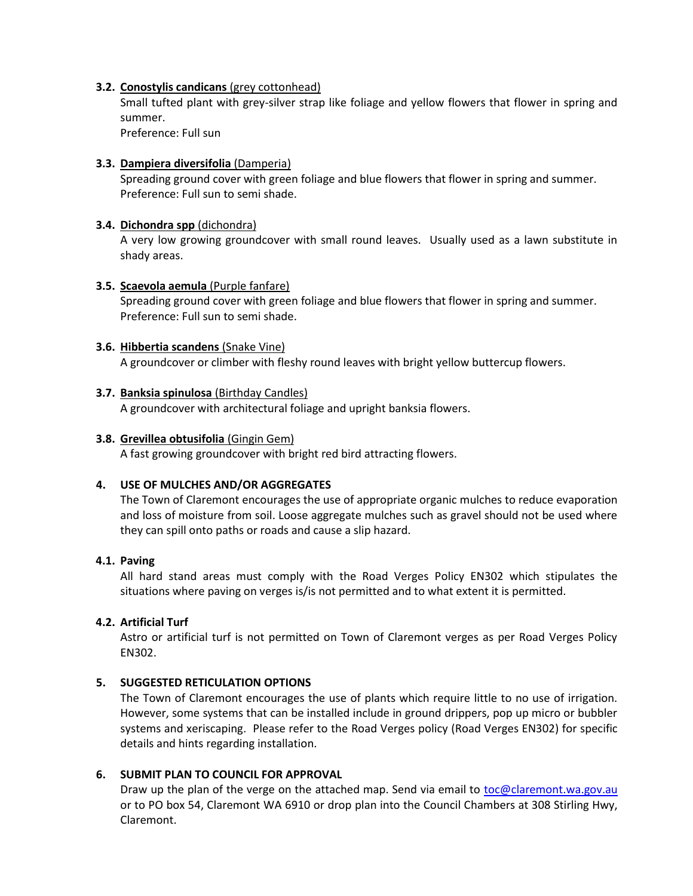### 3.2. **Conostylis candicans** (grey cottonhead)

Small tufted plant with grey-silver strap like foliage and yellow flowers that flower in spring and summer.
Preference: Full sun

### 3.3. **Dampiera diversifolia** (Damperia)

Spreading ground cover with green foliage and blue flowers that flower in spring and summer.
Preference: Full sun to semi shade.

### 3.4. **Dichondra spp** (dichondra)

A very low growing groundcover with small round leaves. Usually used as a lawn substitute in shady areas.

### 3.5. **Scaevola aemula** (Purple fanfare)

Spreading ground cover with green foliage and blue flowers that flower in spring and summer.
Preference: Full sun to semi shade.

### 3.6. **Hibbertia scandens** (Snake Vine)

A groundcover or climber with fleshy round leaves with bright yellow buttercup flowers.

### 3.7. **Banksia spinulosa** (Birthday Candles)

A groundcover with architectural foliage and upright banksia flowers.

### 3.8. **Grevillea obtusifolia** (Gingin Gem)

A fast growing groundcover with bright red bird attracting flowers.

## 4. USE OF MULCHES AND/OR AGGREGATES

The Town of Claremont encourages the use of appropriate organic mulches to reduce evaporation and loss of moisture from soil. Loose aggregate mulches such as gravel should not be used where they can spill onto paths or roads and cause a slip hazard.

### 4.1. Paving

All hard stand areas must comply with the Road Verges Policy EN302 which stipulates the situations where paving on verges is/is not permitted and to what extent it is permitted.

### 4.2. Artificial Turf

Astro or artificial turf is not permitted on Town of Claremont verges as per Road Verges Policy EN302.

## 5. SUGGESTED RETICULATION OPTIONS

The Town of Claremont encourages the use of plants which require little to no use of irrigation. However, some systems that can be installed include in ground drippers, pop up micro or bubbler systems and xeriscaping. Please refer to the Road Verges policy (Road Verges EN302) for specific details and hints regarding installation.

## 6. SUBMIT PLAN TO COUNCIL FOR APPROVAL

Draw up the plan of the verge on the attached map. Send via email to toc@claremont.wa.gov.au or to PO box 54, Claremont WA 6910 or drop plan into the Council Chambers at 308 Stirling Hwy, Claremont.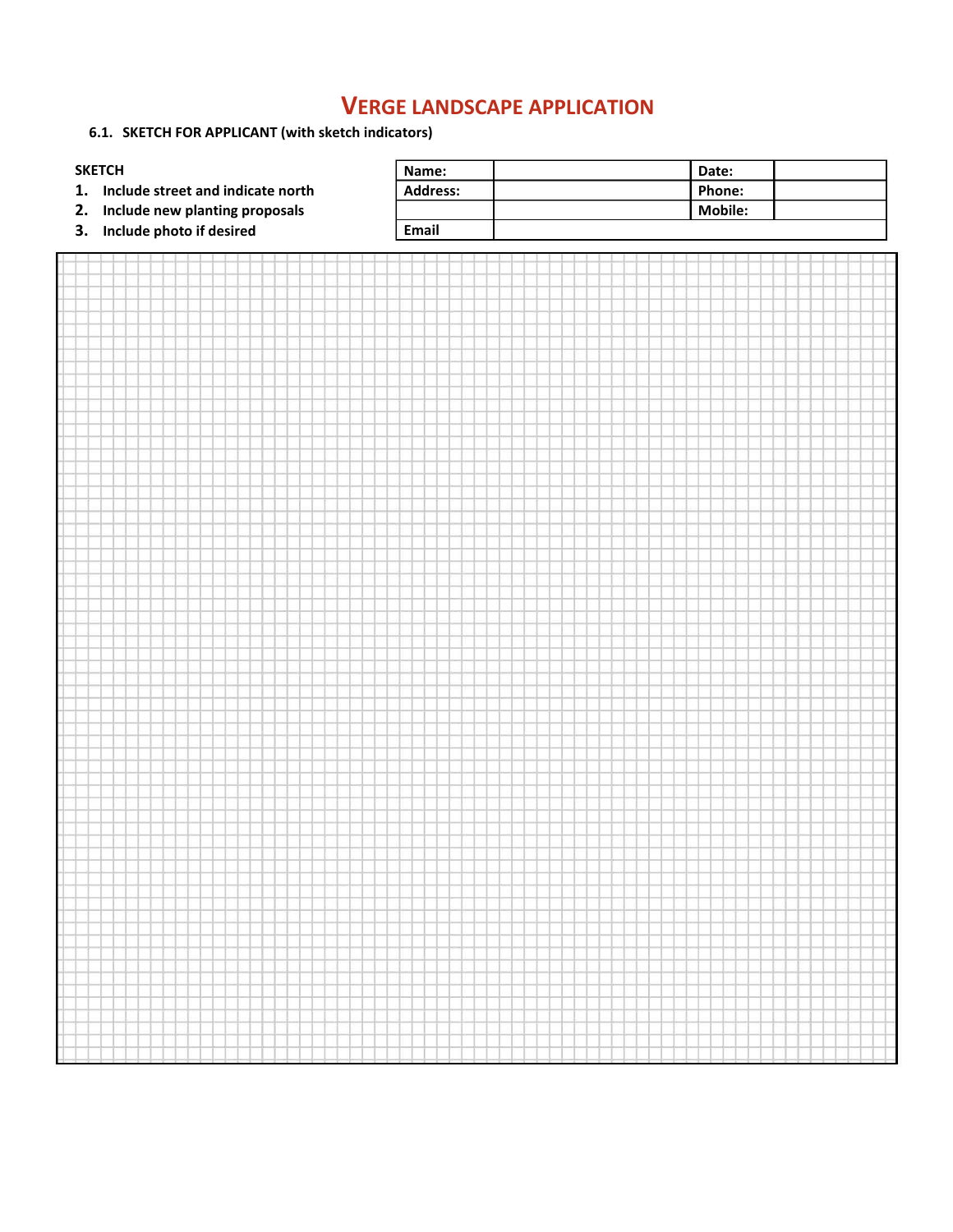# VERGE LANDSCAPE APPLICATION

**6.1. SKETCH FOR APPLICANT (with sketch indicators)**

**SKETCH**

1. **Include street and indicate north**
2. **Include new planting proposals**
3. **Include photo if desired**

| | | | |
|---|---|---|---|
| **Name:** | | **Date:** | |
| **Address:** | | **Phone:** | |
| | | **Mobile:** | |
| **Email** | | | |